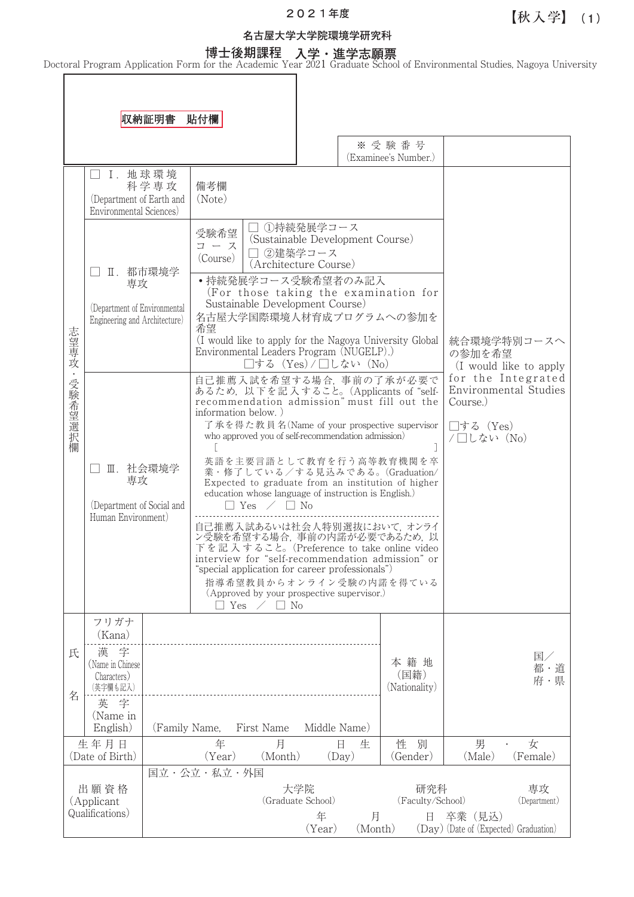２０２１年度

【秋入学】（1）

名古屋大学大学院環境学研究科

# 博士後期課程　入学・進学志願票

Doctoral Program Application Form for the Academic Year 2021 Graduate School of Environmental Studies, Nagoya University

| 収納証明書　貼付欄 | | ※受験番号 (Examinee's Number.) | |
|---|---|---|---|

| 志望専攻・受験希望選択欄 | | | |
|---|---|---|---|
| □ Ⅰ．地球環境科学専攻 (Department of Earth and Environmental Sciences) | 備考欄 (Note) | | 統合環境学特別コースへの参加を希望 (I would like to apply for the Integrated Environmental Studies Course.) □する (Yes) / □しない (No) |
| □ Ⅱ．都市環境学専攻 (Department of Environmental Engineering and Architecture) | 受験希望コース (Course) | □ ①持続発展学コース (Sustainable Development Course) □ ②建築学コース (Architecture Course) | |
| | • 持続発展学コース受験希望者のみ記入 (For those taking the examination for Sustainable Development Course) 名古屋大学国際環境人材育成プログラムへの参加を希望 (I would like to apply for the Nagoya University Global Environmental Leaders Program (NUGELP).) □する (Yes) / □しない (No) | | |
| □ Ⅲ．社会環境学専攻 (Department of Social and Human Environment) | 自己推薦入試を希望する場合，事前の了承が必要であるため，以下を記入すること。(Applicants of "self-recommendation admission" must fill out the information below.) 了承を得た教員名(Name of your prospective supervisor who approved you of self-recommendation admission) [　　　　　　] 英語を主要言語として教育を行う高等教育機関を卒業・修了している／する見込みである。(Graduation/ Expected to graduate from an institution of higher education whose language of instruction is English.) □ Yes ／ □ No | | |
| | 自己推薦入試あるいは社会人特別選抜において，オンライン受験を希望する場合，事前の内諾が必要であるため，以下を記入すること。(Preference to take online video interview for "self-recommendation admission" or "special application for career professionals") 指導希望教員からオンライン受験の内諾を得ている (Approved by your prospective supervisor.) □ Yes ／ □ No | | |

| 氏名 | | | | |
|---|---|---|---|---|
| フリガナ (Kana) | | | 本籍地 (国籍) (Nationality) | 国／都・道府・県 |
| 漢字 (Name in Chinese Characters) (英字欄も記入) | | | | |
| 英字 (Name in English) | (Family Name,　First Name　Middle Name) | | | |
| 生年月日 (Date of Birth) | 年 (Year)　月 (Month)　日 (Day) 生 | | 性別 (Gender) | 男 (Male)・女 (Female) |
| 出願資格 (Applicant Qualifications) | 国立・公立・私立・外国　大学院 (Graduate School)　研究科 (Faculty/School)　専攻 (Department)　年 (Year)　月 (Month)　日 (Day) 卒業（見込）(Date of (Expected) Graduation) | | | |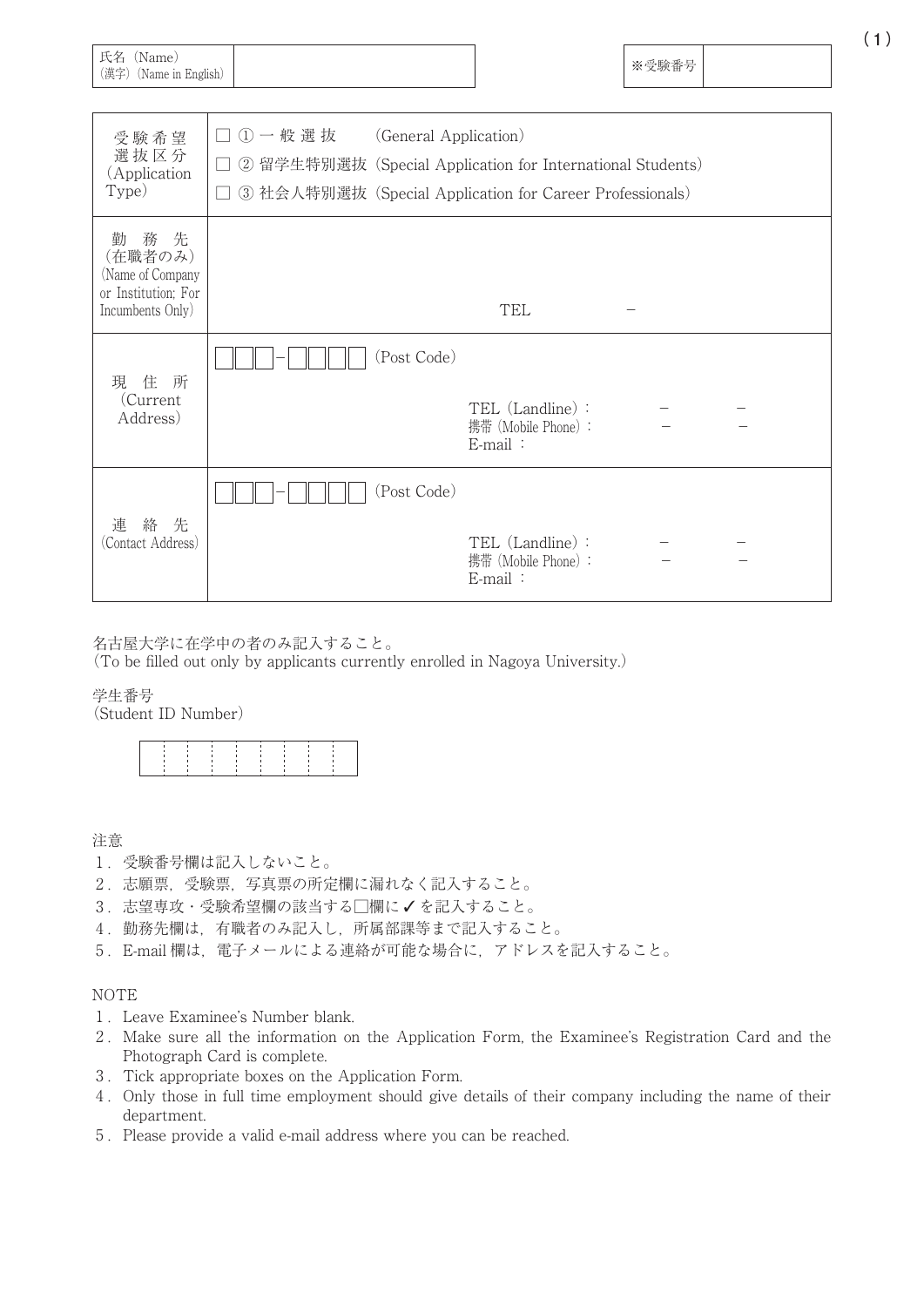| 氏名（Name）<br>（漢字）（Name in English） | | ※受験番号 | |
|---|---|---|---|

| | |
|---|---|
| 受験希望<br>選抜区分<br>（Application Type） | □ ①一般選抜　（General Application）<br>□ ②留学生特別選抜（Special Application for International Students）<br>□ ③社会人特別選抜（Special Application for Career Professionals） |
| 勤務先<br>（在職者のみ）<br>（Name of Company or Institution; For Incumbents Only） | TEL　　　－ |
| 現住所<br>（Current Address） | □□□－□□□□（Post Code）<br>TEL（Landline）：　－　－<br>携帯（Mobile Phone）：　－　－<br>E-mail： |
| 連絡先<br>（Contact Address） | □□□－□□□□（Post Code）<br>TEL（Landline）：　－　－<br>携帯（Mobile Phone）：　－　－<br>E-mail： |

名古屋大学に在学中の者のみ記入すること。
（To be filled out only by applicants currently enrolled in Nagoya University.）

学生番号
（Student ID Number）

| | | | | | | | | |
|---|---|---|---|---|---|---|---|---|
| | | | | | | | | |

注意

1．受験番号欄は記入しないこと。
2．志願票，受験票，写真票の所定欄に漏れなく記入すること。
3．志望専攻・受験希望欄の該当する□欄に✓を記入すること。
4．勤務先欄は，有職者のみ記入し，所属部課等まで記入すること。
5．E-mail 欄は，電子メールによる連絡が可能な場合に，アドレスを記入すること。

NOTE

1．Leave Examinee's Number blank.
2．Make sure all the information on the Application Form, the Examinee's Registration Card and the Photograph Card is complete.
3．Tick appropriate boxes on the Application Form.
4．Only those in full time employment should give details of their company including the name of their department.
5．Please provide a valid e-mail address where you can be reached.